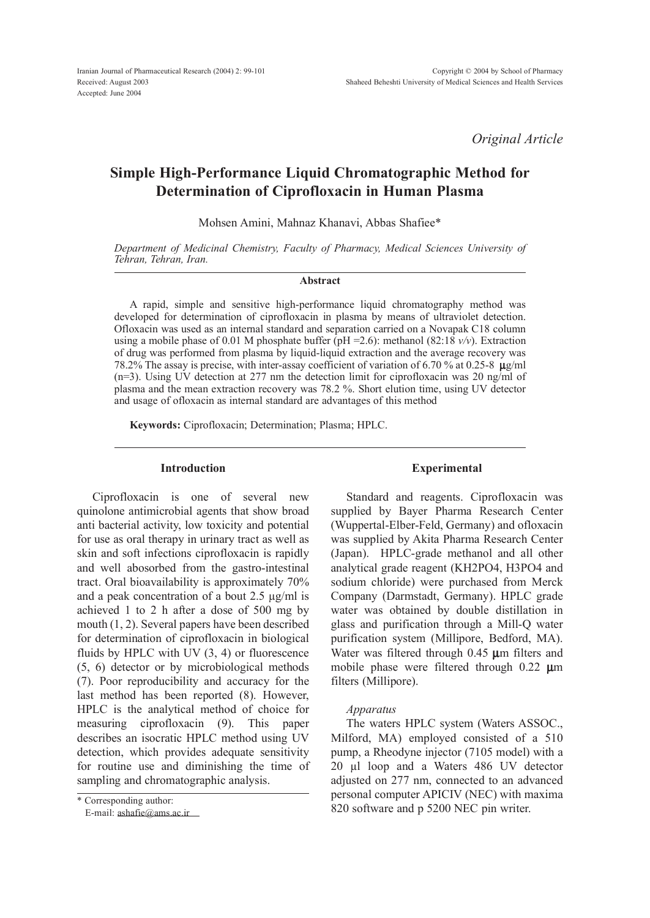*Original Article*

# Simple High-Performance Liquid Chromatographic Method for Determination of Ciprofloxacin in Human Plasma

Mohsen Amini, Mahnaz Khanavi, Abbas Shafiee*

*Department of Medicinal Chemistry, Faculty of Pharmacy, Medical Sciences University of Tehran, Tehran, Iran.*

## Abstract

A rapid, simple and sensitive high-performance liquid chromatography method was developed for determination of ciprofloxacin in plasma by means of ultraviolet detection. Ofloxacin was used as an internal standard and separation carried on a Novapak C18 column using a mobile phase of 0.01 M phosphate buffer (pH =2.6): methanol (82:18 *v/v*). Extraction of drug was performed from plasma by liquid-liquid extraction and the average recovery was 78.2% The assay is precise, with inter-assay coefficient of variation of 6.70 % at 0.25-8 μg/ml (n=3). Using UV detection at 277 nm the detection limit for ciprofloxacin was 20 ng/ml of plasma and the mean extraction recovery was 78.2 %. Short elution time, using UV detector and usage of ofloxacin as internal standard are advantages of this method

**Keywords:** Ciprofloxacin; Determination; Plasma; HPLC.

## Introduction

Ciprofloxacin is one of several new quinolone antimicrobial agents that show broad anti bacterial activity, low toxicity and potential for use as oral therapy in urinary tract as well as skin and soft infections ciprofloxacin is rapidly and well abosorbed from the gastro-intestinal tract. Oral bioavailability is approximately 70% and a peak concentration of a bout 2.5 µg/ml is achieved 1 to 2 h after a dose of 500 mg by mouth (1, 2). Several papers have been described for determination of ciprofloxacin in biological fluids by HPLC with UV (3, 4) or fluorescence (5, 6) detector or by microbiological methods (7). Poor reproducibility and accuracy for the last method has been reported (8). However, HPLC is the analytical method of choice for measuring ciprofloxacin (9). This paper describes an isocratic HPLC method using UV detection, which provides adequate sensitivity for routine use and diminishing the time of sampling and chromatographic analysis.

\* Corresponding author:
E-mail: ashafie@ams.ac.ir

## Experimental

Standard and reagents. Ciprofloxacin was supplied by Bayer Pharma Research Center (Wuppertal-Elber-Feld, Germany) and ofloxacin was supplied by Akita Pharma Research Center (Japan). HPLC-grade methanol and all other analytical grade reagent ($KH_2PO_4$, $H_3PO_4$ and sodium chloride) were purchased from Merck Company (Darmstadt, Germany). HPLC grade water was obtained by double distillation in glass and purification through a Mill-Q water purification system (Millipore, Bedford, MA). Water was filtered through 0.45 μm filters and mobile phase were filtered through 0.22 μm filters (Millipore).

### *Apparatus*

The waters HPLC system (Waters ASSOC., Milford, MA) employed consisted of a 510 pump, a Rheodyne injector (7105 model) with a 20 µl loop and a Waters 486 UV detector adjusted on 277 nm, connected to an advanced personal computer APICIV (NEC) with maxima 820 software and p 5200 NEC pin writer.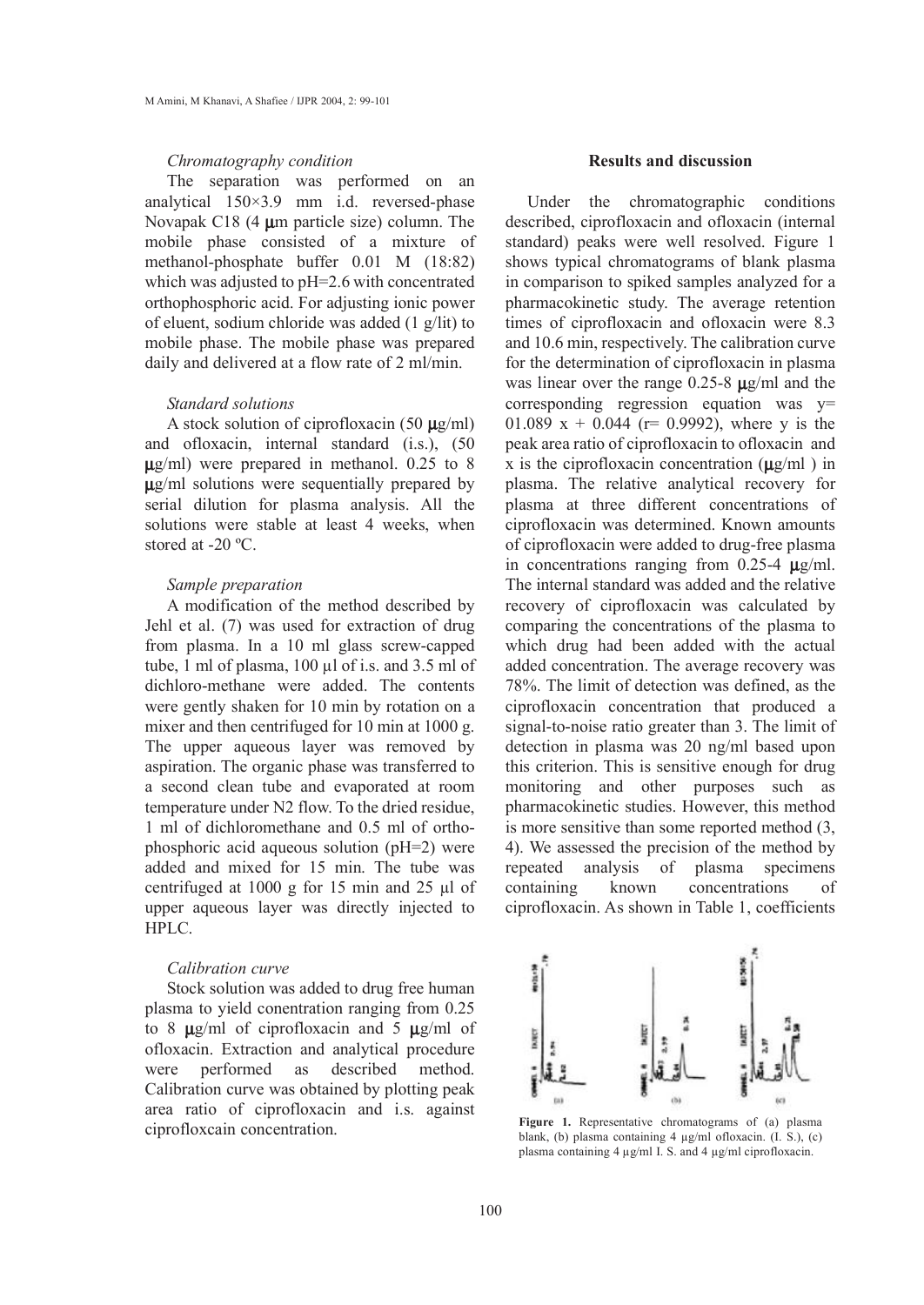*Chromatography condition*

The separation was performed on an analytical 150×3.9 mm i.d. reversed-phase Novapak C18 (4 μm particle size) column. The mobile phase consisted of a mixture of methanol-phosphate buffer 0.01 M (18:82) which was adjusted to pH=2.6 with concentrated orthophosphoric acid. For adjusting ionic power of eluent, sodium chloride was added (1 g/lit) to mobile phase. The mobile phase was prepared daily and delivered at a flow rate of 2 ml/min.

*Standard solutions*

A stock solution of ciprofloxacin (50 μg/ml) and ofloxacin, internal standard (i.s.), (50 μg/ml) were prepared in methanol. 0.25 to 8 μg/ml solutions were sequentially prepared by serial dilution for plasma analysis. All the solutions were stable at least 4 weeks, when stored at -20 ºC.

*Sample preparation*

A modification of the method described by Jehl et al. (7) was used for extraction of drug from plasma. In a 10 ml glass screw-capped tube, 1 ml of plasma, 100 µl of i.s. and 3.5 ml of dichloro-methane were added. The contents were gently shaken for 10 min by rotation on a mixer and then centrifuged for 10 min at 1000 g. The upper aqueous layer was removed by aspiration. The organic phase was transferred to a second clean tube and evaporated at room temperature under N2 flow. To the dried residue, 1 ml of dichloromethane and 0.5 ml of ortho-phosphoric acid aqueous solution (pH=2) were added and mixed for 15 min. The tube was centrifuged at 1000 g for 15 min and 25 µl of upper aqueous layer was directly injected to HPLC.

*Calibration curve*

Stock solution was added to drug free human plasma to yield conentration ranging from 0.25 to 8 μg/ml of ciprofloxacin and 5 μg/ml of ofloxacin. Extraction and analytical procedure were performed as described method. Calibration curve was obtained by plotting peak area ratio of ciprofloxacin and i.s. against ciprofloxcain concentration.

## Results and discussion

Under the chromatographic conditions described, ciprofloxacin and ofloxacin (internal standard) peaks were well resolved. Figure 1 shows typical chromatograms of blank plasma in comparison to spiked samples analyzed for a pharmacokinetic study. The average retention times of ciprofloxacin and ofloxacin were 8.3 and 10.6 min, respectively. The calibration curve for the determination of ciprofloxacin in plasma was linear over the range 0.25-8 μg/ml and the corresponding regression equation was $y = 01.089\ x + 0.044$ ($r = 0.9992$), where y is the peak area ratio of ciprofloxacin to ofloxacin and x is the ciprofloxacin concentration (μg/ml ) in plasma. The relative analytical recovery for plasma at three different concentrations of ciprofloxacin was determined. Known amounts of ciprofloxacin were added to drug-free plasma in concentrations ranging from 0.25-4 μg/ml. The internal standard was added and the relative recovery of ciprofloxacin was calculated by comparing the concentrations of the plasma to which drug had been added with the actual added concentration. The average recovery was 78%. The limit of detection was defined, as the ciprofloxacin concentration that produced a signal-to-noise ratio greater than 3. The limit of detection in plasma was 20 ng/ml based upon this criterion. This is sensitive enough for drug monitoring and other purposes such as pharmacokinetic studies. However, this method is more sensitive than some reported method (3, 4). We assessed the precision of the method by repeated analysis of plasma specimens containing known concentrations of ciprofloxacin. As shown in Table 1, coefficients

**Figure 1.** Representative chromatograms of (a) plasma blank, (b) plasma containing 4 µg/ml ofloxacin. (I. S.), (c) plasma containing 4 µg/ml I. S. and 4 µg/ml ciprofloxacin.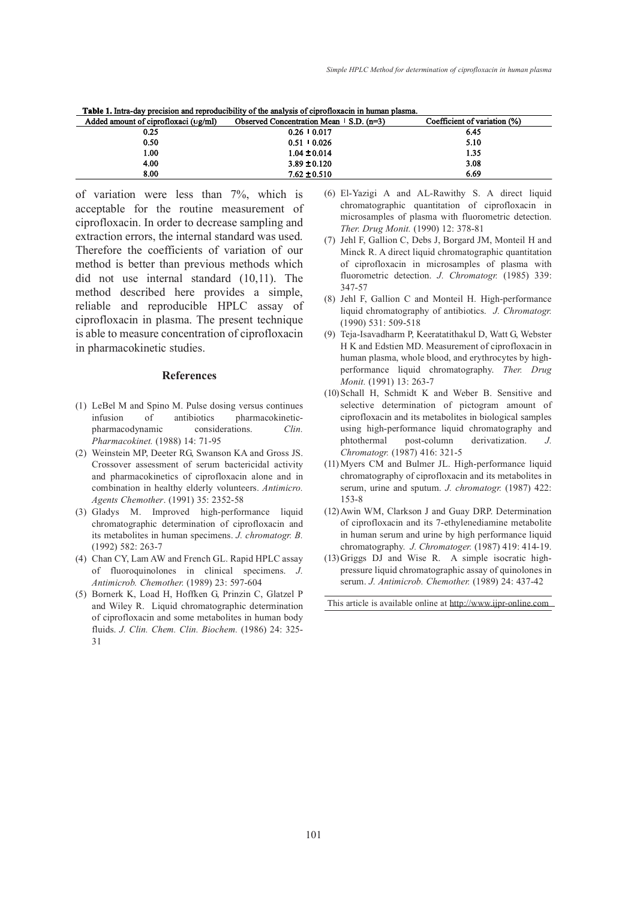**Table 1.** Intra-day precision and reproducibility of the analysis of ciprofloxacin in human plasma.

| Added amount of ciprofloxaci (μg/ml) | Observed Concentration Mean ± S.D. (n=3) | Coefficient of variation (%) |
|---|---|---|
| 0.25 | 0.26 ± 0.017 | 6.45 |
| 0.50 | 0.51 ± 0.026 | 5.10 |
| 1.00 | 1.04 ± 0.014 | 1.35 |
| 4.00 | 3.89 ± 0.120 | 3.08 |
| 8.00 | 7.62 ± 0.510 | 6.69 |

of variation were less than 7%, which is acceptable for the routine measurement of ciprofloxacin. In order to decrease sampling and extraction errors, the internal standard was used. Therefore the coefficients of variation of our method is better than previous methods which did not use internal standard (10,11). The method described here provides a simple, reliable and reproducible HPLC assay of ciprofloxacin in plasma. The present technique is able to measure concentration of ciprofloxacin in pharmacokinetic studies.

## References

(1) LeBel M and Spino M. Pulse dosing versus continues infusion of antibiotics pharmacokinetic-pharmacodynamic considerations. *Clin. Pharmacokinet.* (1988) 14: 71-95

(2) Weinstein MP, Deeter RG, Swanson KA and Gross JS. Crossover assessment of serum bactericidal activity and pharmacokinetics of ciprofloxacin alone and in combination in healthy elderly volunteers. *Antimicro. Agents Chemother*. (1991) 35: 2352-58

(3) Gladys M. Improved high-performance liquid chromatographic determination of ciprofloxacin and its metabolites in human specimens. *J. chromatogr. B.* (1992) 582: 263-7

(4) Chan CY, Lam AW and French GL. Rapid HPLC assay of fluoroquinolones in clinical specimens. *J. Antimicrob. Chemother.* (1989) 23: 597-604

(5) Bornerk K, Load H, Hoffken G, Prinzin C, Glatzel P and Wiley R. Liquid chromatographic determination of ciprofloxacin and some metabolites in human body fluids. *J. Clin. Chem. Clin. Biochem*. (1986) 24: 325-31

(6) El-Yazigi A and AL-Rawithy S. A direct liquid chromatographic quantitation of ciprofloxacin in microsamples of plasma with fluorometric detection. *Ther. Drug Monit.* (1990) 12: 378-81

(7) Jehl F, Gallion C, Debs J, Borgard JM, Monteil H and Minck R. A direct liquid chromatographic quantitation of ciprofloxacin in microsamples of plasma with fluorometric detection. *J. Chromatogr.* (1985) 339: 347-57

(8) Jehl F, Gallion C and Monteil H. High-performance liquid chromatography of antibiotics. *J. Chromatogr.* (1990) 531: 509-518

(9) Teja-Isavadharm P, Keeratatithakul D, Watt G, Webster H K and Edstien MD. Measurement of ciprofloxacin in human plasma, whole blood, and erythrocytes by high-performance liquid chromatography. *Ther. Drug Monit.* (1991) 13: 263-7

(10) Schall H, Schmidt K and Weber B. Sensitive and selective determination of pictogram amount of ciprofloxacin and its metabolites in biological samples using high-performance liquid chromatography and phtothermal post-column derivatization. *J. Chromatogr.* (1987) 416: 321-5

(11) Myers CM and Bulmer JL. High-performance liquid chromatography of ciprofloxacin and its metabolites in serum, urine and sputum. *J. chromatogr.* (1987) 422: 153-8

(12) Awin WM, Clarkson J and Guay DRP. Determination of ciprofloxacin and its 7-ethylenediamine metabolite in human serum and urine by high performance liquid chromatography. *J. Chromatoger.* (1987) 419: 414-19.

(13) Griggs DJ and Wise R. A simple isocratic high-pressure liquid chromatographic assay of quinolones in serum. *J. Antimicrob. Chemother.* (1989) 24: 437-42

This article is available online at http://www.ijpr-online.com